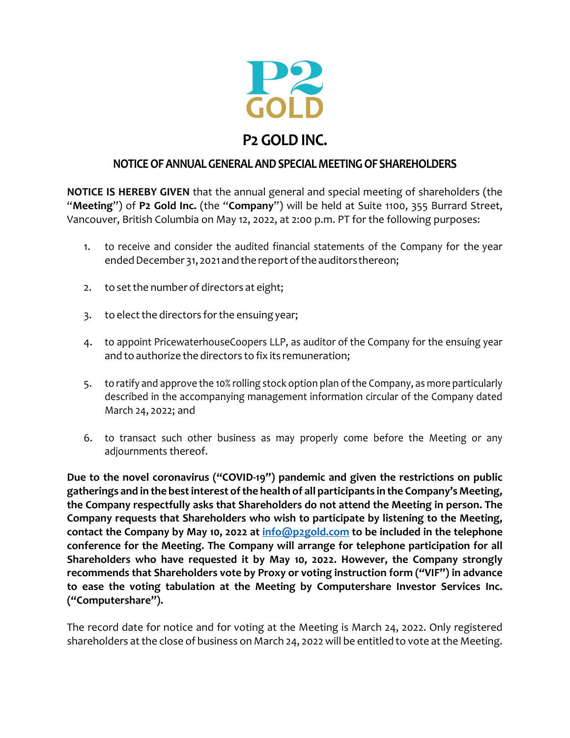# P2 GOLD INC.

## NOTICE OF ANNUAL GENERAL AND SPECIAL MEETING OF SHAREHOLDERS

**NOTICE IS HEREBY GIVEN** that the annual general and special meeting of shareholders (the "**Meeting**") of **P2 Gold Inc.** (the "**Company**") will be held at Suite 1100, 355 Burrard Street, Vancouver, British Columbia on May 12, 2022, at 2:00 p.m. PT for the following purposes:

1. to receive and consider the audited financial statements of the Company for the year ended December 31, 2021 and the report of the auditors thereon;
2. to set the number of directors at eight;
3. to elect the directors for the ensuing year;
4. to appoint PricewaterhouseCoopers LLP, as auditor of the Company for the ensuing year and to authorize the directors to fix its remuneration;
5. to ratify and approve the 10% rolling stock option plan of the Company, as more particularly described in the accompanying management information circular of the Company dated March 24, 2022; and
6. to transact such other business as may properly come before the Meeting or any adjournments thereof.

**Due to the novel coronavirus ("COVID-19") pandemic and given the restrictions on public gatherings and in the best interest of the health of all participants in the Company's Meeting, the Company respectfully asks that Shareholders do not attend the Meeting in person. The Company requests that Shareholders who wish to participate by listening to the Meeting, contact the Company by May 10, 2022 at [info@p2gold.com](mailto:info@p2gold.com) to be included in the telephone conference for the Meeting. The Company will arrange for telephone participation for all Shareholders who have requested it by May 10, 2022. However, the Company strongly recommends that Shareholders vote by Proxy or voting instruction form ("VIF") in advance to ease the voting tabulation at the Meeting by Computershare Investor Services Inc. ("Computershare").**

The record date for notice and for voting at the Meeting is March 24, 2022. Only registered shareholders at the close of business on March 24, 2022 will be entitled to vote at the Meeting.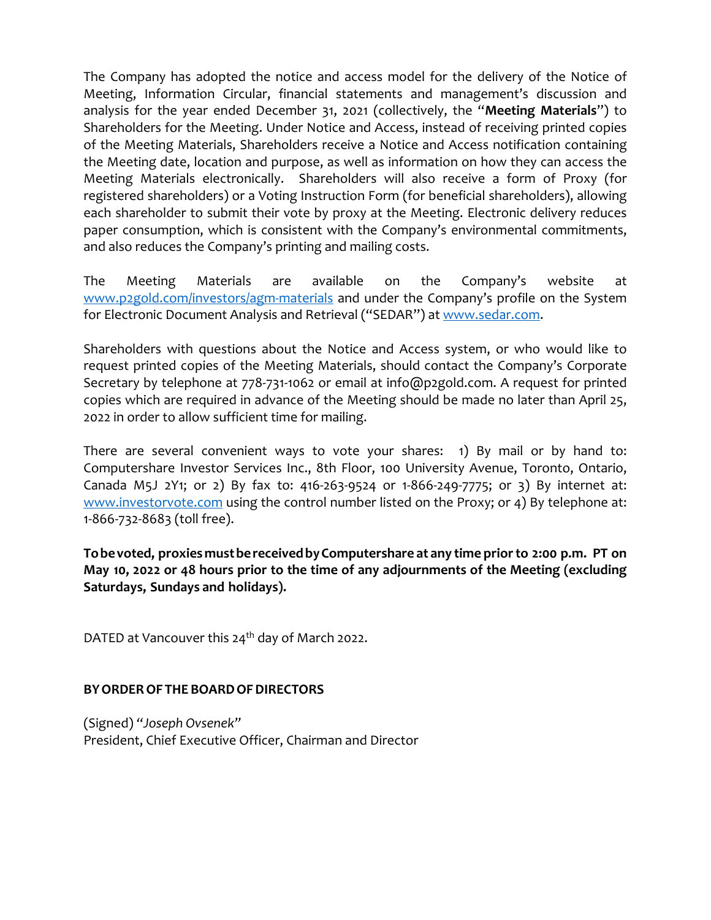The Company has adopted the notice and access model for the delivery of the Notice of Meeting, Information Circular, financial statements and management's discussion and analysis for the year ended December 31, 2021 (collectively, the "**Meeting Materials**") to Shareholders for the Meeting. Under Notice and Access, instead of receiving printed copies of the Meeting Materials, Shareholders receive a Notice and Access notification containing the Meeting date, location and purpose, as well as information on how they can access the Meeting Materials electronically. Shareholders will also receive a form of Proxy (for registered shareholders) or a Voting Instruction Form (for beneficial shareholders), allowing each shareholder to submit their vote by proxy at the Meeting. Electronic delivery reduces paper consumption, which is consistent with the Company's environmental commitments, and also reduces the Company's printing and mailing costs.

The Meeting Materials are available on the Company's website at www.p2gold.com/investors/agm-materials and under the Company's profile on the System for Electronic Document Analysis and Retrieval ("SEDAR") at www.sedar.com.

Shareholders with questions about the Notice and Access system, or who would like to request printed copies of the Meeting Materials, should contact the Company's Corporate Secretary by telephone at 778-731-1062 or email at info@p2gold.com. A request for printed copies which are required in advance of the Meeting should be made no later than April 25, 2022 in order to allow sufficient time for mailing.

There are several convenient ways to vote your shares: 1) By mail or by hand to: Computershare Investor Services Inc., 8th Floor, 100 University Avenue, Toronto, Ontario, Canada M5J 2Y1; or 2) By fax to: 416-263-9524 or 1-866-249-7775; or 3) By internet at: www.investorvote.com using the control number listed on the Proxy; or 4) By telephone at: 1-866-732-8683 (toll free).

**To be voted, proxies must be received by Computershare at any time prior to 2:00 p.m. PT on May 10, 2022 or 48 hours prior to the time of any adjournments of the Meeting (excluding Saturdays, Sundays and holidays).**

DATED at Vancouver this 24th day of March 2022.

**BY ORDER OF THE BOARD OF DIRECTORS**

(Signed) "*Joseph Ovsenek*"
President, Chief Executive Officer, Chairman and Director